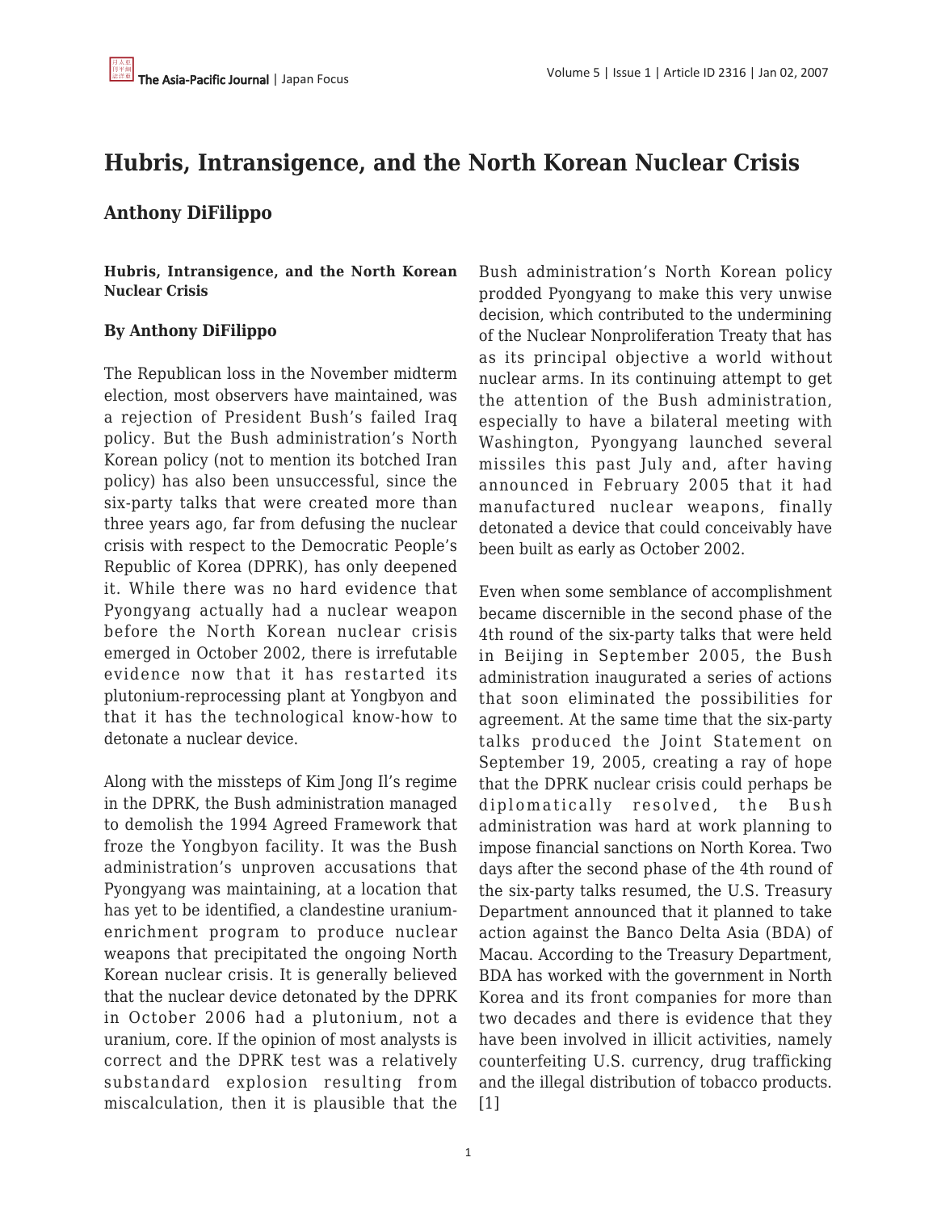# Hubris, Intransigence, and the North Korean Nuclear Crisis

## Anthony DiFilippo

**Hubris, Intransigence, and the North Korean Nuclear Crisis**

**By Anthony DiFilippo**

The Republican loss in the November midterm election, most observers have maintained, was a rejection of President Bush's failed Iraq policy. But the Bush administration's North Korean policy (not to mention its botched Iran policy) has also been unsuccessful, since the six-party talks that were created more than three years ago, far from defusing the nuclear crisis with respect to the Democratic People's Republic of Korea (DPRK), has only deepened it. While there was no hard evidence that Pyongyang actually had a nuclear weapon before the North Korean nuclear crisis emerged in October 2002, there is irrefutable evidence now that it has restarted its plutonium-reprocessing plant at Yongbyon and that it has the technological know-how to detonate a nuclear device.

Along with the missteps of Kim Jong Il's regime in the DPRK, the Bush administration managed to demolish the 1994 Agreed Framework that froze the Yongbyon facility. It was the Bush administration's unproven accusations that Pyongyang was maintaining, at a location that has yet to be identified, a clandestine uranium-enrichment program to produce nuclear weapons that precipitated the ongoing North Korean nuclear crisis. It is generally believed that the nuclear device detonated by the DPRK in October 2006 had a plutonium, not a uranium, core. If the opinion of most analysts is correct and the DPRK test was a relatively substandard explosion resulting from miscalculation, then it is plausible that the Bush administration's North Korean policy prodded Pyongyang to make this very unwise decision, which contributed to the undermining of the Nuclear Nonproliferation Treaty that has as its principal objective a world without nuclear arms. In its continuing attempt to get the attention of the Bush administration, especially to have a bilateral meeting with Washington, Pyongyang launched several missiles this past July and, after having announced in February 2005 that it had manufactured nuclear weapons, finally detonated a device that could conceivably have been built as early as October 2002.

Even when some semblance of accomplishment became discernible in the second phase of the 4th round of the six-party talks that were held in Beijing in September 2005, the Bush administration inaugurated a series of actions that soon eliminated the possibilities for agreement. At the same time that the six-party talks produced the Joint Statement on September 19, 2005, creating a ray of hope that the DPRK nuclear crisis could perhaps be diplomatically resolved, the Bush administration was hard at work planning to impose financial sanctions on North Korea. Two days after the second phase of the 4th round of the six-party talks resumed, the U.S. Treasury Department announced that it planned to take action against the Banco Delta Asia (BDA) of Macau. According to the Treasury Department, BDA has worked with the government in North Korea and its front companies for more than two decades and there is evidence that they have been involved in illicit activities, namely counterfeiting U.S. currency, drug trafficking and the illegal distribution of tobacco products. [1]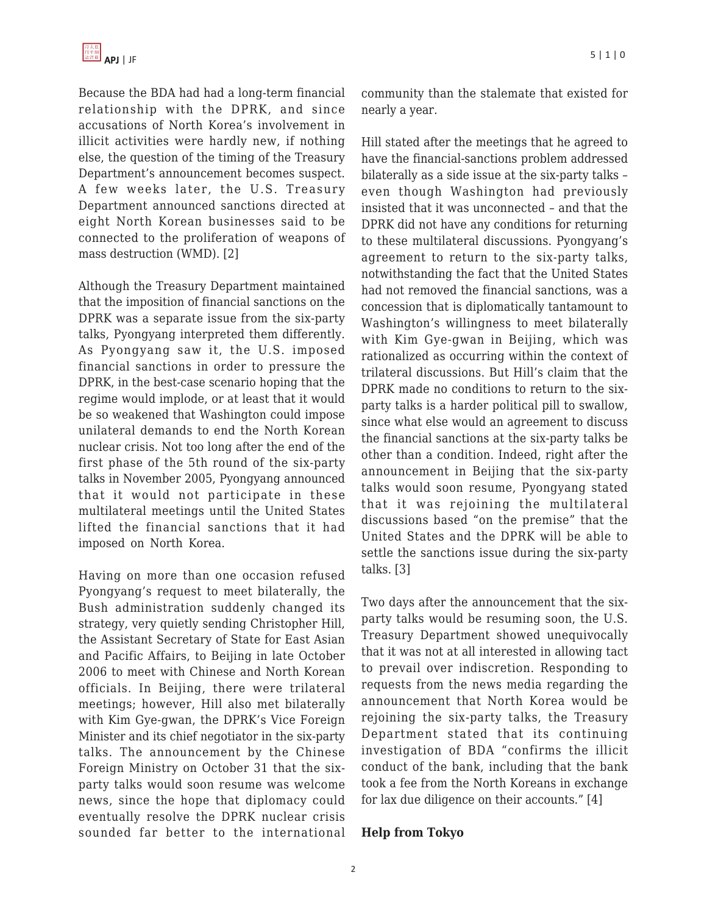Because the BDA had had a long-term financial relationship with the DPRK, and since accusations of North Korea's involvement in illicit activities were hardly new, if nothing else, the question of the timing of the Treasury Department's announcement becomes suspect. A few weeks later, the U.S. Treasury Department announced sanctions directed at eight North Korean businesses said to be connected to the proliferation of weapons of mass destruction (WMD). [2]

Although the Treasury Department maintained that the imposition of financial sanctions on the DPRK was a separate issue from the six-party talks, Pyongyang interpreted them differently. As Pyongyang saw it, the U.S. imposed financial sanctions in order to pressure the DPRK, in the best-case scenario hoping that the regime would implode, or at least that it would be so weakened that Washington could impose unilateral demands to end the North Korean nuclear crisis. Not too long after the end of the first phase of the 5th round of the six-party talks in November 2005, Pyongyang announced that it would not participate in these multilateral meetings until the United States lifted the financial sanctions that it had imposed on North Korea.

Having on more than one occasion refused Pyongyang's request to meet bilaterally, the Bush administration suddenly changed its strategy, very quietly sending Christopher Hill, the Assistant Secretary of State for East Asian and Pacific Affairs, to Beijing in late October 2006 to meet with Chinese and North Korean officials. In Beijing, there were trilateral meetings; however, Hill also met bilaterally with Kim Gye-gwan, the DPRK's Vice Foreign Minister and its chief negotiator in the six-party talks. The announcement by the Chinese Foreign Ministry on October 31 that the six-party talks would soon resume was welcome news, since the hope that diplomacy could eventually resolve the DPRK nuclear crisis sounded far better to the international community than the stalemate that existed for nearly a year.

Hill stated after the meetings that he agreed to have the financial-sanctions problem addressed bilaterally as a side issue at the six-party talks – even though Washington had previously insisted that it was unconnected – and that the DPRK did not have any conditions for returning to these multilateral discussions. Pyongyang's agreement to return to the six-party talks, notwithstanding the fact that the United States had not removed the financial sanctions, was a concession that is diplomatically tantamount to Washington's willingness to meet bilaterally with Kim Gye-gwan in Beijing, which was rationalized as occurring within the context of trilateral discussions. But Hill's claim that the DPRK made no conditions to return to the six-party talks is a harder political pill to swallow, since what else would an agreement to discuss the financial sanctions at the six-party talks be other than a condition. Indeed, right after the announcement in Beijing that the six-party talks would soon resume, Pyongyang stated that it was rejoining the multilateral discussions based "on the premise" that the United States and the DPRK will be able to settle the sanctions issue during the six-party talks. [3]

Two days after the announcement that the six-party talks would be resuming soon, the U.S. Treasury Department showed unequivocally that it was not at all interested in allowing tact to prevail over indiscretion. Responding to requests from the news media regarding the announcement that North Korea would be rejoining the six-party talks, the Treasury Department stated that its continuing investigation of BDA "confirms the illicit conduct of the bank, including that the bank took a fee from the North Koreans in exchange for lax due diligence on their accounts." [4]

**Help from Tokyo**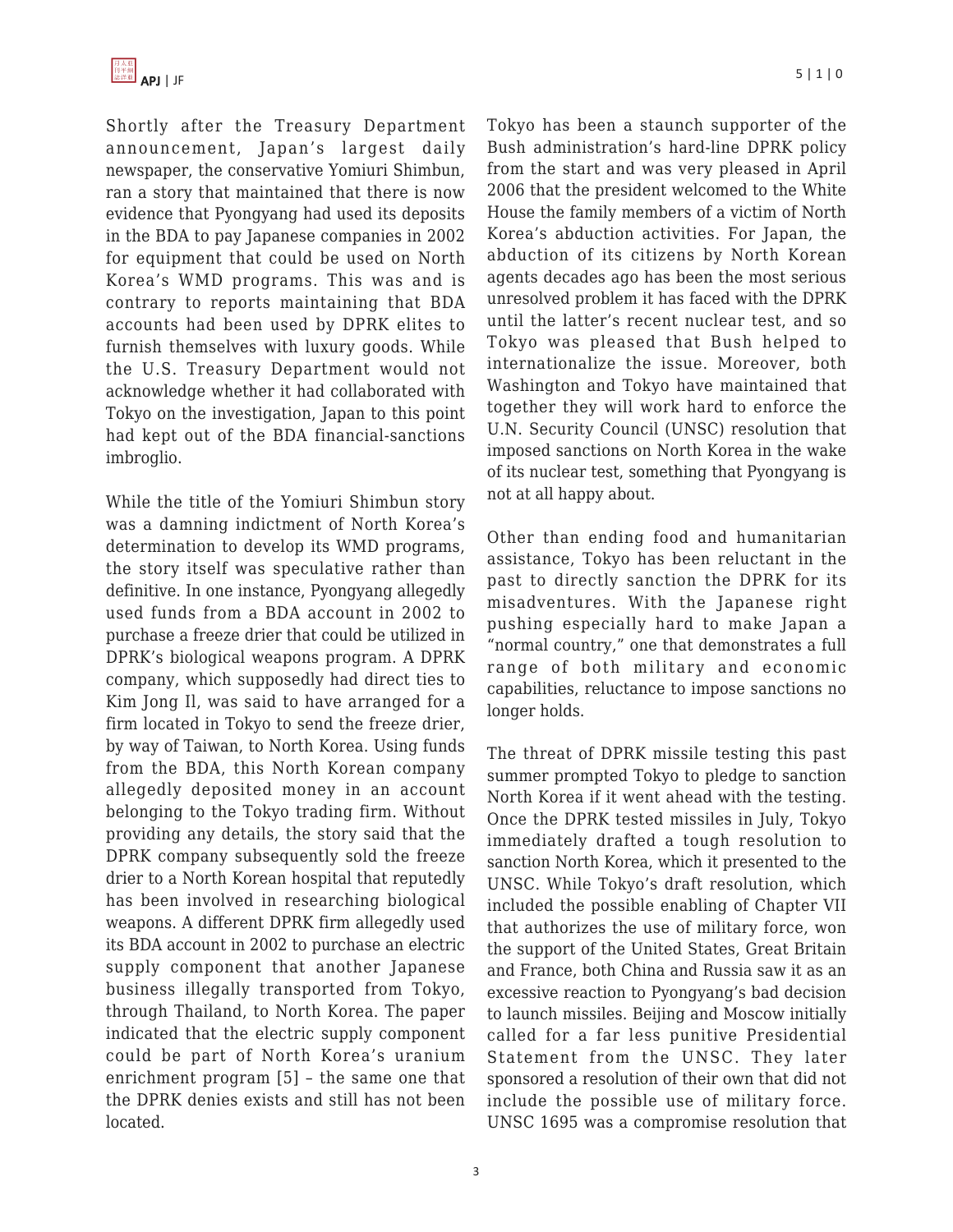Shortly after the Treasury Department announcement, Japan's largest daily newspaper, the conservative Yomiuri Shimbun, ran a story that maintained that there is now evidence that Pyongyang had used its deposits in the BDA to pay Japanese companies in 2002 for equipment that could be used on North Korea's WMD programs. This was and is contrary to reports maintaining that BDA accounts had been used by DPRK elites to furnish themselves with luxury goods. While the U.S. Treasury Department would not acknowledge whether it had collaborated with Tokyo on the investigation, Japan to this point had kept out of the BDA financial-sanctions imbroglio.

While the title of the Yomiuri Shimbun story was a damning indictment of North Korea's determination to develop its WMD programs, the story itself was speculative rather than definitive. In one instance, Pyongyang allegedly used funds from a BDA account in 2002 to purchase a freeze drier that could be utilized in DPRK's biological weapons program. A DPRK company, which supposedly had direct ties to Kim Jong Il, was said to have arranged for a firm located in Tokyo to send the freeze drier, by way of Taiwan, to North Korea. Using funds from the BDA, this North Korean company allegedly deposited money in an account belonging to the Tokyo trading firm. Without providing any details, the story said that the DPRK company subsequently sold the freeze drier to a North Korean hospital that reputedly has been involved in researching biological weapons. A different DPRK firm allegedly used its BDA account in 2002 to purchase an electric supply component that another Japanese business illegally transported from Tokyo, through Thailand, to North Korea. The paper indicated that the electric supply component could be part of North Korea's uranium enrichment program [5] – the same one that the DPRK denies exists and still has not been located.

Tokyo has been a staunch supporter of the Bush administration's hard-line DPRK policy from the start and was very pleased in April 2006 that the president welcomed to the White House the family members of a victim of North Korea's abduction activities. For Japan, the abduction of its citizens by North Korean agents decades ago has been the most serious unresolved problem it has faced with the DPRK until the latter's recent nuclear test, and so Tokyo was pleased that Bush helped to internationalize the issue. Moreover, both Washington and Tokyo have maintained that together they will work hard to enforce the U.N. Security Council (UNSC) resolution that imposed sanctions on North Korea in the wake of its nuclear test, something that Pyongyang is not at all happy about.

Other than ending food and humanitarian assistance, Tokyo has been reluctant in the past to directly sanction the DPRK for its misadventures. With the Japanese right pushing especially hard to make Japan a "normal country," one that demonstrates a full range of both military and economic capabilities, reluctance to impose sanctions no longer holds.

The threat of DPRK missile testing this past summer prompted Tokyo to pledge to sanction North Korea if it went ahead with the testing. Once the DPRK tested missiles in July, Tokyo immediately drafted a tough resolution to sanction North Korea, which it presented to the UNSC. While Tokyo's draft resolution, which included the possible enabling of Chapter VII that authorizes the use of military force, won the support of the United States, Great Britain and France, both China and Russia saw it as an excessive reaction to Pyongyang's bad decision to launch missiles. Beijing and Moscow initially called for a far less punitive Presidential Statement from the UNSC. They later sponsored a resolution of their own that did not include the possible use of military force. UNSC 1695 was a compromise resolution that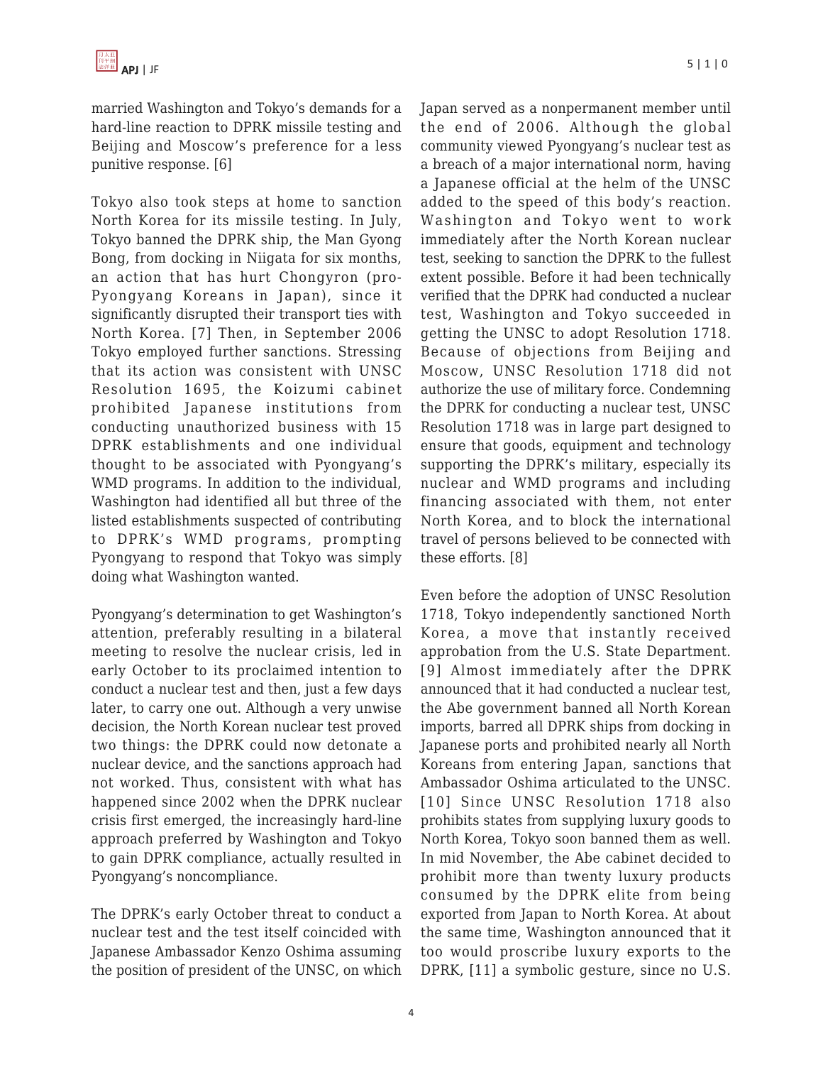married Washington and Tokyo's demands for a hard-line reaction to DPRK missile testing and Beijing and Moscow's preference for a less punitive response. [6]

Tokyo also took steps at home to sanction North Korea for its missile testing. In July, Tokyo banned the DPRK ship, the Man Gyong Bong, from docking in Niigata for six months, an action that has hurt Chongyron (pro-Pyongyang Koreans in Japan), since it significantly disrupted their transport ties with North Korea. [7] Then, in September 2006 Tokyo employed further sanctions. Stressing that its action was consistent with UNSC Resolution 1695, the Koizumi cabinet prohibited Japanese institutions from conducting unauthorized business with 15 DPRK establishments and one individual thought to be associated with Pyongyang's WMD programs. In addition to the individual, Washington had identified all but three of the listed establishments suspected of contributing to DPRK's WMD programs, prompting Pyongyang to respond that Tokyo was simply doing what Washington wanted.

Pyongyang's determination to get Washington's attention, preferably resulting in a bilateral meeting to resolve the nuclear crisis, led in early October to its proclaimed intention to conduct a nuclear test and then, just a few days later, to carry one out. Although a very unwise decision, the North Korean nuclear test proved two things: the DPRK could now detonate a nuclear device, and the sanctions approach had not worked. Thus, consistent with what has happened since 2002 when the DPRK nuclear crisis first emerged, the increasingly hard-line approach preferred by Washington and Tokyo to gain DPRK compliance, actually resulted in Pyongyang's noncompliance.

The DPRK's early October threat to conduct a nuclear test and the test itself coincided with Japanese Ambassador Kenzo Oshima assuming the position of president of the UNSC, on which Japan served as a nonpermanent member until the end of 2006. Although the global community viewed Pyongyang's nuclear test as a breach of a major international norm, having a Japanese official at the helm of the UNSC added to the speed of this body's reaction. Washington and Tokyo went to work immediately after the North Korean nuclear test, seeking to sanction the DPRK to the fullest extent possible. Before it had been technically verified that the DPRK had conducted a nuclear test, Washington and Tokyo succeeded in getting the UNSC to adopt Resolution 1718. Because of objections from Beijing and Moscow, UNSC Resolution 1718 did not authorize the use of military force. Condemning the DPRK for conducting a nuclear test, UNSC Resolution 1718 was in large part designed to ensure that goods, equipment and technology supporting the DPRK's military, especially its nuclear and WMD programs and including financing associated with them, not enter North Korea, and to block the international travel of persons believed to be connected with these efforts. [8]

Even before the adoption of UNSC Resolution 1718, Tokyo independently sanctioned North Korea, a move that instantly received approbation from the U.S. State Department. [9] Almost immediately after the DPRK announced that it had conducted a nuclear test, the Abe government banned all North Korean imports, barred all DPRK ships from docking in Japanese ports and prohibited nearly all North Koreans from entering Japan, sanctions that Ambassador Oshima articulated to the UNSC. [10] Since UNSC Resolution 1718 also prohibits states from supplying luxury goods to North Korea, Tokyo soon banned them as well. In mid November, the Abe cabinet decided to prohibit more than twenty luxury products consumed by the DPRK elite from being exported from Japan to North Korea. At about the same time, Washington announced that it too would proscribe luxury exports to the DPRK, [11] a symbolic gesture, since no U.S.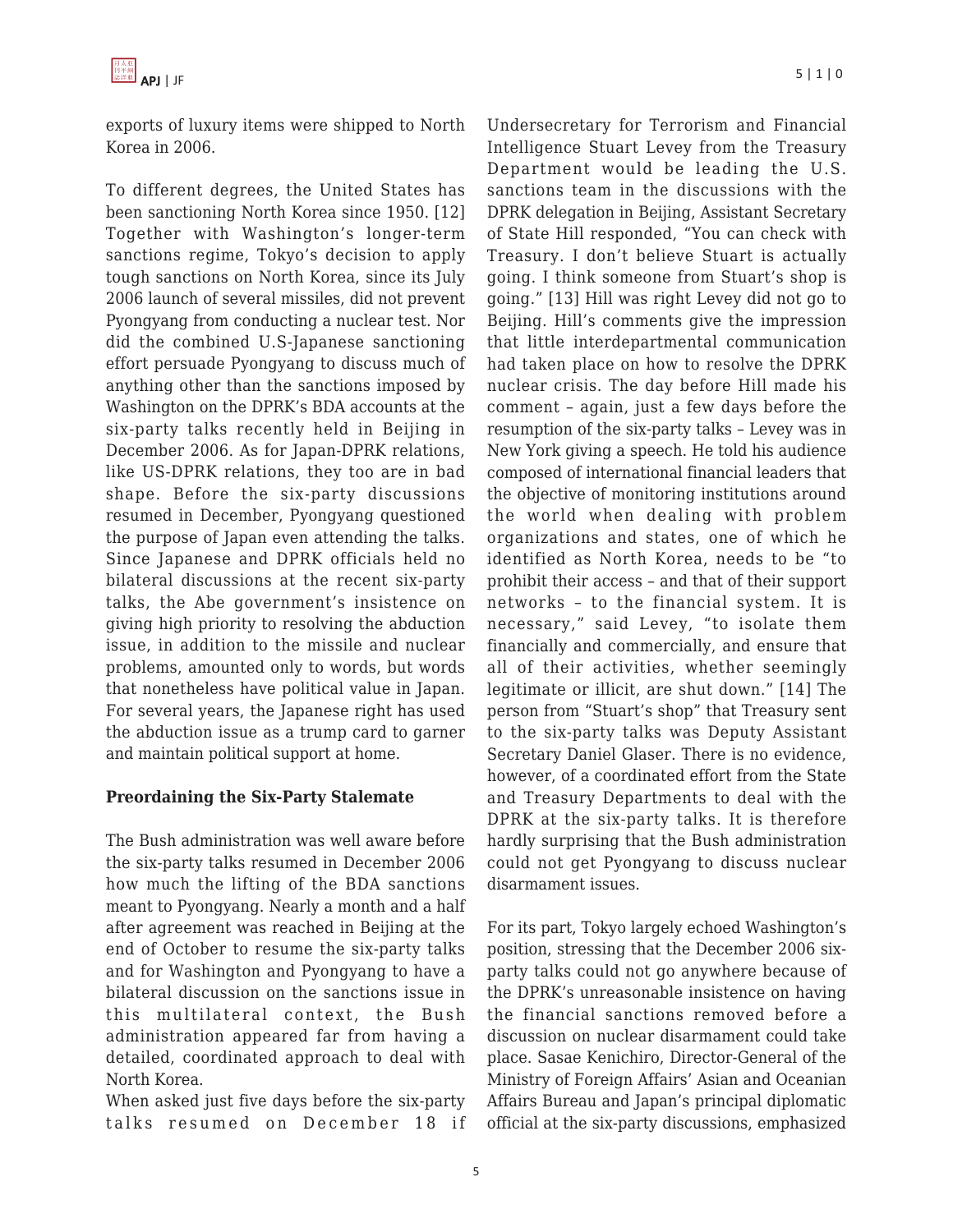exports of luxury items were shipped to North Korea in 2006.

To different degrees, the United States has been sanctioning North Korea since 1950. [12] Together with Washington's longer-term sanctions regime, Tokyo's decision to apply tough sanctions on North Korea, since its July 2006 launch of several missiles, did not prevent Pyongyang from conducting a nuclear test. Nor did the combined U.S-Japanese sanctioning effort persuade Pyongyang to discuss much of anything other than the sanctions imposed by Washington on the DPRK's BDA accounts at the six-party talks recently held in Beijing in December 2006. As for Japan-DPRK relations, like US-DPRK relations, they too are in bad shape. Before the six-party discussions resumed in December, Pyongyang questioned the purpose of Japan even attending the talks. Since Japanese and DPRK officials held no bilateral discussions at the recent six-party talks, the Abe government's insistence on giving high priority to resolving the abduction issue, in addition to the missile and nuclear problems, amounted only to words, but words that nonetheless have political value in Japan. For several years, the Japanese right has used the abduction issue as a trump card to garner and maintain political support at home.

**Preordaining the Six-Party Stalemate**

The Bush administration was well aware before the six-party talks resumed in December 2006 how much the lifting of the BDA sanctions meant to Pyongyang. Nearly a month and a half after agreement was reached in Beijing at the end of October to resume the six-party talks and for Washington and Pyongyang to have a bilateral discussion on the sanctions issue in this multilateral context, the Bush administration appeared far from having a detailed, coordinated approach to deal with North Korea.

When asked just five days before the six-party talks resumed on December 18 if Undersecretary for Terrorism and Financial Intelligence Stuart Levey from the Treasury Department would be leading the U.S. sanctions team in the discussions with the DPRK delegation in Beijing, Assistant Secretary of State Hill responded, "You can check with Treasury. I don't believe Stuart is actually going. I think someone from Stuart's shop is going." [13] Hill was right Levey did not go to Beijing. Hill's comments give the impression that little interdepartmental communication had taken place on how to resolve the DPRK nuclear crisis. The day before Hill made his comment – again, just a few days before the resumption of the six-party talks – Levey was in New York giving a speech. He told his audience composed of international financial leaders that the objective of monitoring institutions around the world when dealing with problem organizations and states, one of which he identified as North Korea, needs to be "to prohibit their access – and that of their support networks – to the financial system. It is necessary," said Levey, "to isolate them financially and commercially, and ensure that all of their activities, whether seemingly legitimate or illicit, are shut down." [14] The person from "Stuart's shop" that Treasury sent to the six-party talks was Deputy Assistant Secretary Daniel Glaser. There is no evidence, however, of a coordinated effort from the State and Treasury Departments to deal with the DPRK at the six-party talks. It is therefore hardly surprising that the Bush administration could not get Pyongyang to discuss nuclear disarmament issues.

For its part, Tokyo largely echoed Washington's position, stressing that the December 2006 six-party talks could not go anywhere because of the DPRK's unreasonable insistence on having the financial sanctions removed before a discussion on nuclear disarmament could take place. Sasae Kenichiro, Director-General of the Ministry of Foreign Affairs' Asian and Oceanian Affairs Bureau and Japan's principal diplomatic official at the six-party discussions, emphasized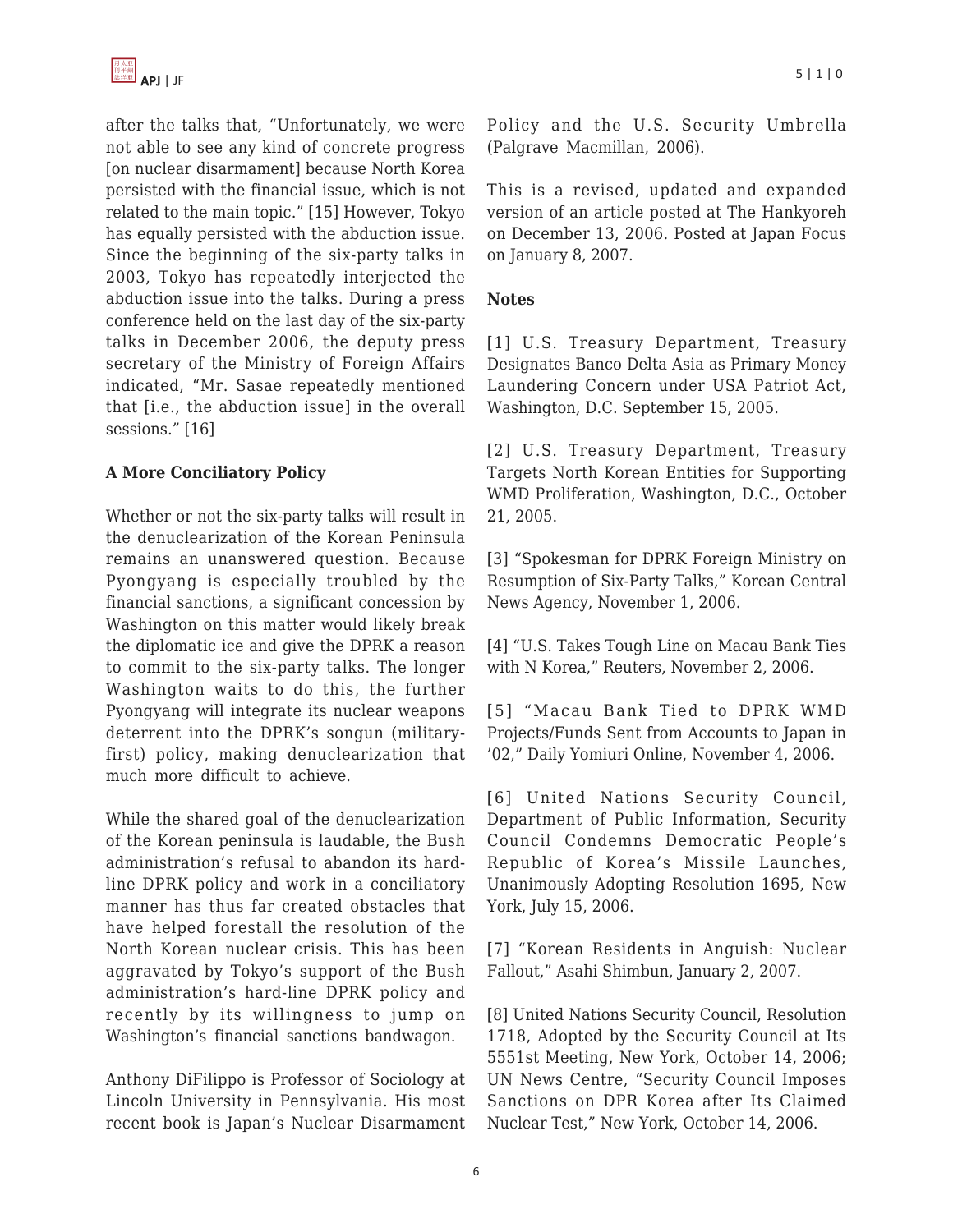after the talks that, "Unfortunately, we were not able to see any kind of concrete progress [on nuclear disarmament] because North Korea persisted with the financial issue, which is not related to the main topic." [15] However, Tokyo has equally persisted with the abduction issue. Since the beginning of the six-party talks in 2003, Tokyo has repeatedly interjected the abduction issue into the talks. During a press conference held on the last day of the six-party talks in December 2006, the deputy press secretary of the Ministry of Foreign Affairs indicated, "Mr. Sasae repeatedly mentioned that [i.e., the abduction issue] in the overall sessions." [16]

**A More Conciliatory Policy**

Whether or not the six-party talks will result in the denuclearization of the Korean Peninsula remains an unanswered question. Because Pyongyang is especially troubled by the financial sanctions, a significant concession by Washington on this matter would likely break the diplomatic ice and give the DPRK a reason to commit to the six-party talks. The longer Washington waits to do this, the further Pyongyang will integrate its nuclear weapons deterrent into the DPRK's songun (military-first) policy, making denuclearization that much more difficult to achieve.

While the shared goal of the denuclearization of the Korean peninsula is laudable, the Bush administration's refusal to abandon its hard-line DPRK policy and work in a conciliatory manner has thus far created obstacles that have helped forestall the resolution of the North Korean nuclear crisis. This has been aggravated by Tokyo's support of the Bush administration's hard-line DPRK policy and recently by its willingness to jump on Washington's financial sanctions bandwagon.

Anthony DiFilippo is Professor of Sociology at Lincoln University in Pennsylvania. His most recent book is Japan's Nuclear Disarmament Policy and the U.S. Security Umbrella (Palgrave Macmillan, 2006).

This is a revised, updated and expanded version of an article posted at The Hankyoreh on December 13, 2006. Posted at Japan Focus on January 8, 2007.

**Notes**

[1] U.S. Treasury Department, Treasury Designates Banco Delta Asia as Primary Money Laundering Concern under USA Patriot Act, Washington, D.C. September 15, 2005.

[2] U.S. Treasury Department, Treasury Targets North Korean Entities for Supporting WMD Proliferation, Washington, D.C., October 21, 2005.

[3] "Spokesman for DPRK Foreign Ministry on Resumption of Six-Party Talks," Korean Central News Agency, November 1, 2006.

[4] "U.S. Takes Tough Line on Macau Bank Ties with N Korea," Reuters, November 2, 2006.

[5] "Macau Bank Tied to DPRK WMD Projects/Funds Sent from Accounts to Japan in '02," Daily Yomiuri Online, November 4, 2006.

[6] United Nations Security Council, Department of Public Information, Security Council Condemns Democratic People's Republic of Korea's Missile Launches, Unanimously Adopting Resolution 1695, New York, July 15, 2006.

[7] "Korean Residents in Anguish: Nuclear Fallout," Asahi Shimbun, January 2, 2007.

[8] United Nations Security Council, Resolution 1718, Adopted by the Security Council at Its 5551st Meeting, New York, October 14, 2006; UN News Centre, "Security Council Imposes Sanctions on DPR Korea after Its Claimed Nuclear Test," New York, October 14, 2006.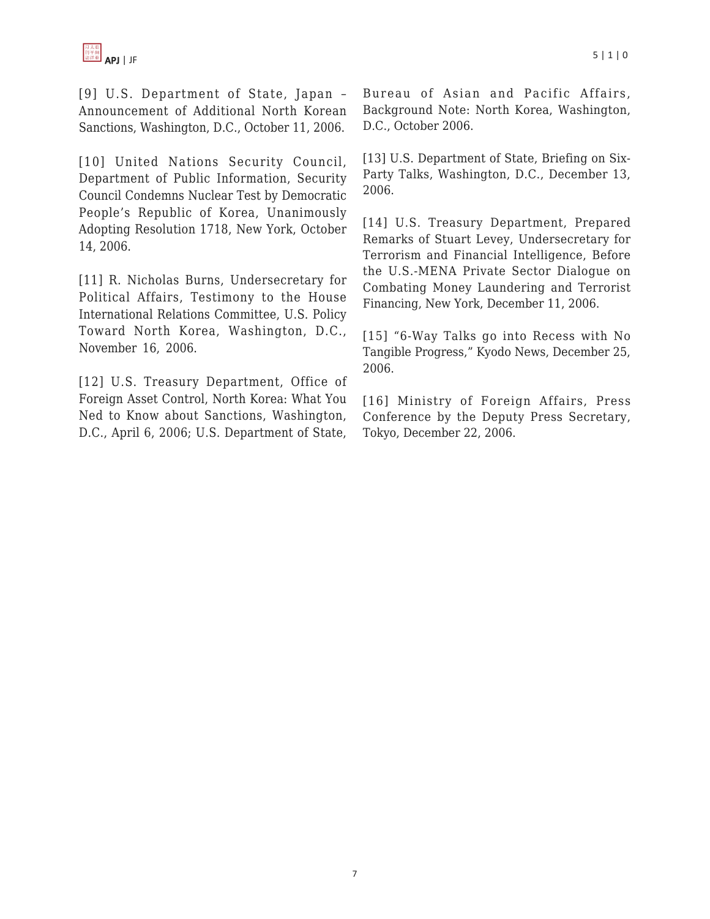[9] U.S. Department of State, Japan – Announcement of Additional North Korean Sanctions, Washington, D.C., October 11, 2006.

[10] United Nations Security Council, Department of Public Information, Security Council Condemns Nuclear Test by Democratic People's Republic of Korea, Unanimously Adopting Resolution 1718, New York, October 14, 2006.

[11] R. Nicholas Burns, Undersecretary for Political Affairs, Testimony to the House International Relations Committee, U.S. Policy Toward North Korea, Washington, D.C., November 16, 2006.

[12] U.S. Treasury Department, Office of Foreign Asset Control, North Korea: What You Ned to Know about Sanctions, Washington, D.C., April 6, 2006; U.S. Department of State, Bureau of Asian and Pacific Affairs, Background Note: North Korea, Washington, D.C., October 2006.

[13] U.S. Department of State, Briefing on Six-Party Talks, Washington, D.C., December 13, 2006.

[14] U.S. Treasury Department, Prepared Remarks of Stuart Levey, Undersecretary for Terrorism and Financial Intelligence, Before the U.S.-MENA Private Sector Dialogue on Combating Money Laundering and Terrorist Financing, New York, December 11, 2006.

[15] "6-Way Talks go into Recess with No Tangible Progress," Kyodo News, December 25, 2006.

[16] Ministry of Foreign Affairs, Press Conference by the Deputy Press Secretary, Tokyo, December 22, 2006.